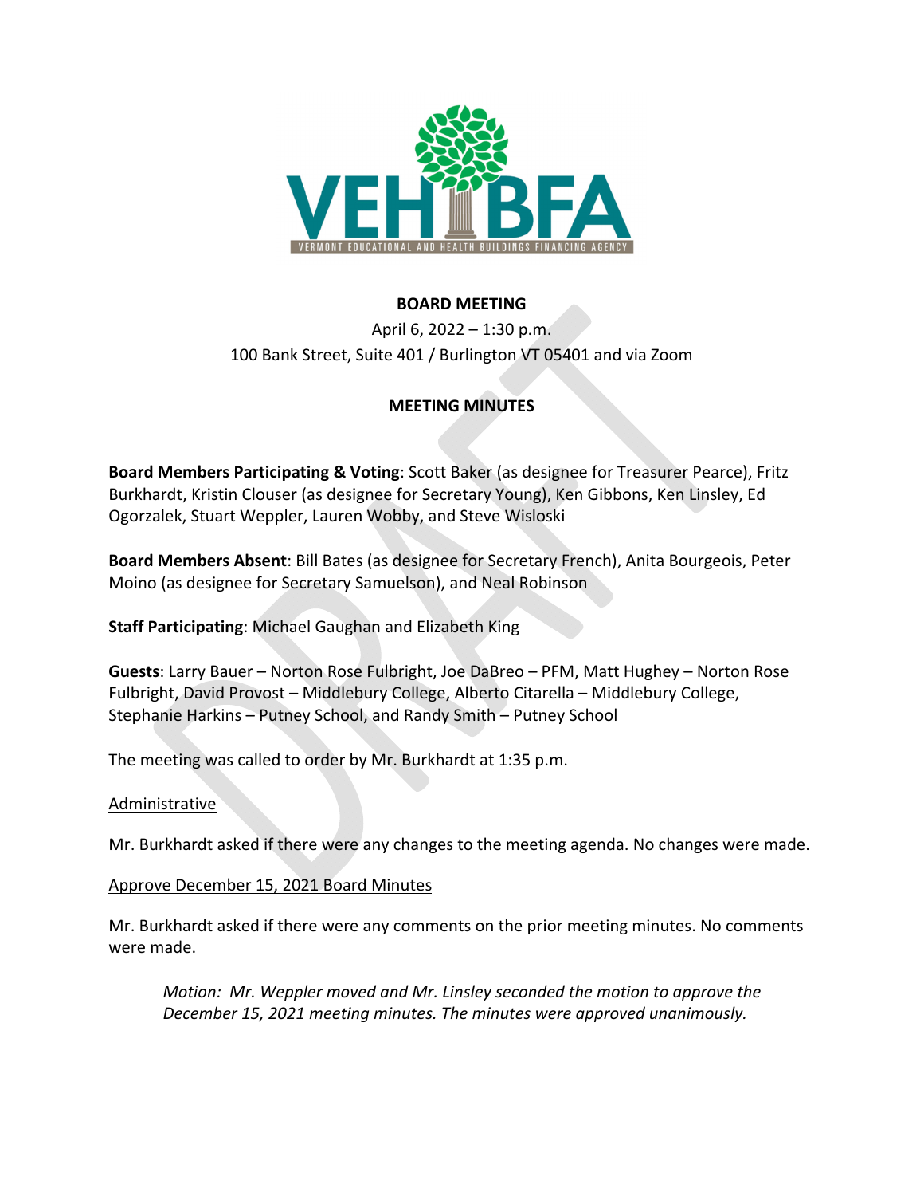VEH BFA

VERMONT EDUCATIONAL AND HEALTH BUILDINGS FINANCING AGENCY

**BOARD MEETING**

April 6, 2022 – 1:30 p.m.

100 Bank Street, Suite 401 / Burlington VT 05401 and via Zoom

**MEETING MINUTES**

**Board Members Participating & Voting**: Scott Baker (as designee for Treasurer Pearce), Fritz Burkhardt, Kristin Clouser (as designee for Secretary Young), Ken Gibbons, Ken Linsley, Ed Ogorzalek, Stuart Weppler, Lauren Wobby, and Steve Wisloski

**Board Members Absent**: Bill Bates (as designee for Secretary French), Anita Bourgeois, Peter Moino (as designee for Secretary Samuelson), and Neal Robinson

**Staff Participating**: Michael Gaughan and Elizabeth King

**Guests**: Larry Bauer – Norton Rose Fulbright, Joe DaBreo – PFM, Matt Hughey – Norton Rose Fulbright, David Provost – Middlebury College, Alberto Citarella – Middlebury College, Stephanie Harkins – Putney School, and Randy Smith – Putney School

The meeting was called to order by Mr. Burkhardt at 1:35 p.m.

<u>Administrative</u>

Mr. Burkhardt asked if there were any changes to the meeting agenda. No changes were made.

<u>Approve December 15, 2021 Board Minutes</u>

Mr. Burkhardt asked if there were any comments on the prior meeting minutes. No comments were made.

> *Motion: Mr. Weppler moved and Mr. Linsley seconded the motion to approve the December 15, 2021 meeting minutes. The minutes were approved unanimously.*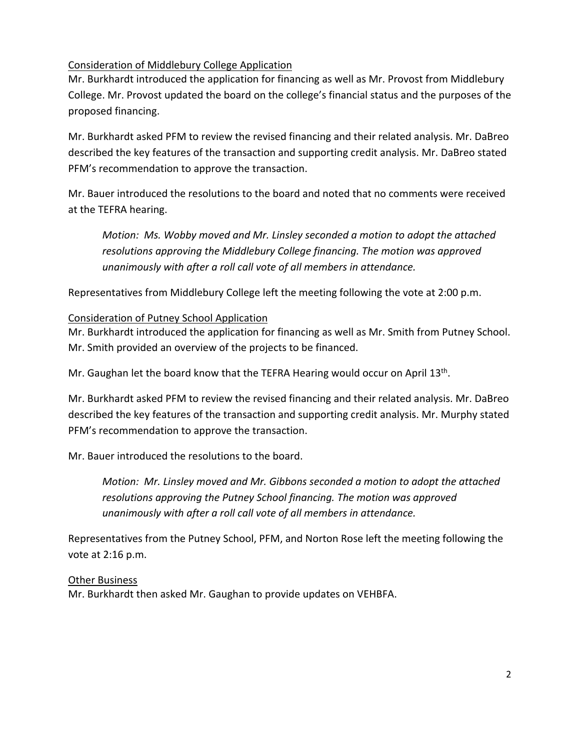Consideration of Middlebury College Application

Mr. Burkhardt introduced the application for financing as well as Mr. Provost from Middlebury College. Mr. Provost updated the board on the college's financial status and the purposes of the proposed financing.

Mr. Burkhardt asked PFM to review the revised financing and their related analysis. Mr. DaBreo described the key features of the transaction and supporting credit analysis. Mr. DaBreo stated PFM's recommendation to approve the transaction.

Mr. Bauer introduced the resolutions to the board and noted that no comments were received at the TEFRA hearing.

> *Motion: Ms. Wobby moved and Mr. Linsley seconded a motion to adopt the attached resolutions approving the Middlebury College financing. The motion was approved unanimously with after a roll call vote of all members in attendance.*

Representatives from Middlebury College left the meeting following the vote at 2:00 p.m.

Consideration of Putney School Application

Mr. Burkhardt introduced the application for financing as well as Mr. Smith from Putney School. Mr. Smith provided an overview of the projects to be financed.

Mr. Gaughan let the board know that the TEFRA Hearing would occur on April 13th.

Mr. Burkhardt asked PFM to review the revised financing and their related analysis. Mr. DaBreo described the key features of the transaction and supporting credit analysis. Mr. Murphy stated PFM's recommendation to approve the transaction.

Mr. Bauer introduced the resolutions to the board.

> *Motion: Mr. Linsley moved and Mr. Gibbons seconded a motion to adopt the attached resolutions approving the Putney School financing. The motion was approved unanimously with after a roll call vote of all members in attendance.*

Representatives from the Putney School, PFM, and Norton Rose left the meeting following the vote at 2:16 p.m.

Other Business

Mr. Burkhardt then asked Mr. Gaughan to provide updates on VEHBFA.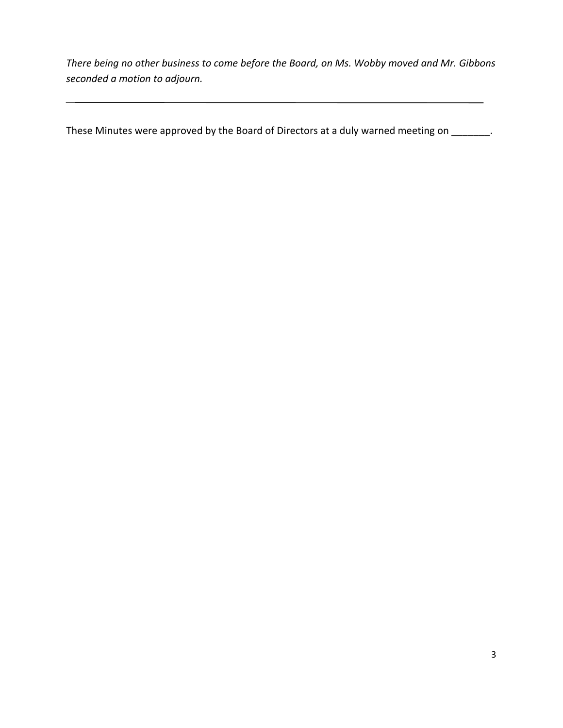*There being no other business to come before the Board, on Ms. Wobby moved and Mr. Gibbons seconded a motion to adjourn.*

---

These Minutes were approved by the Board of Directors at a duly warned meeting on _______.